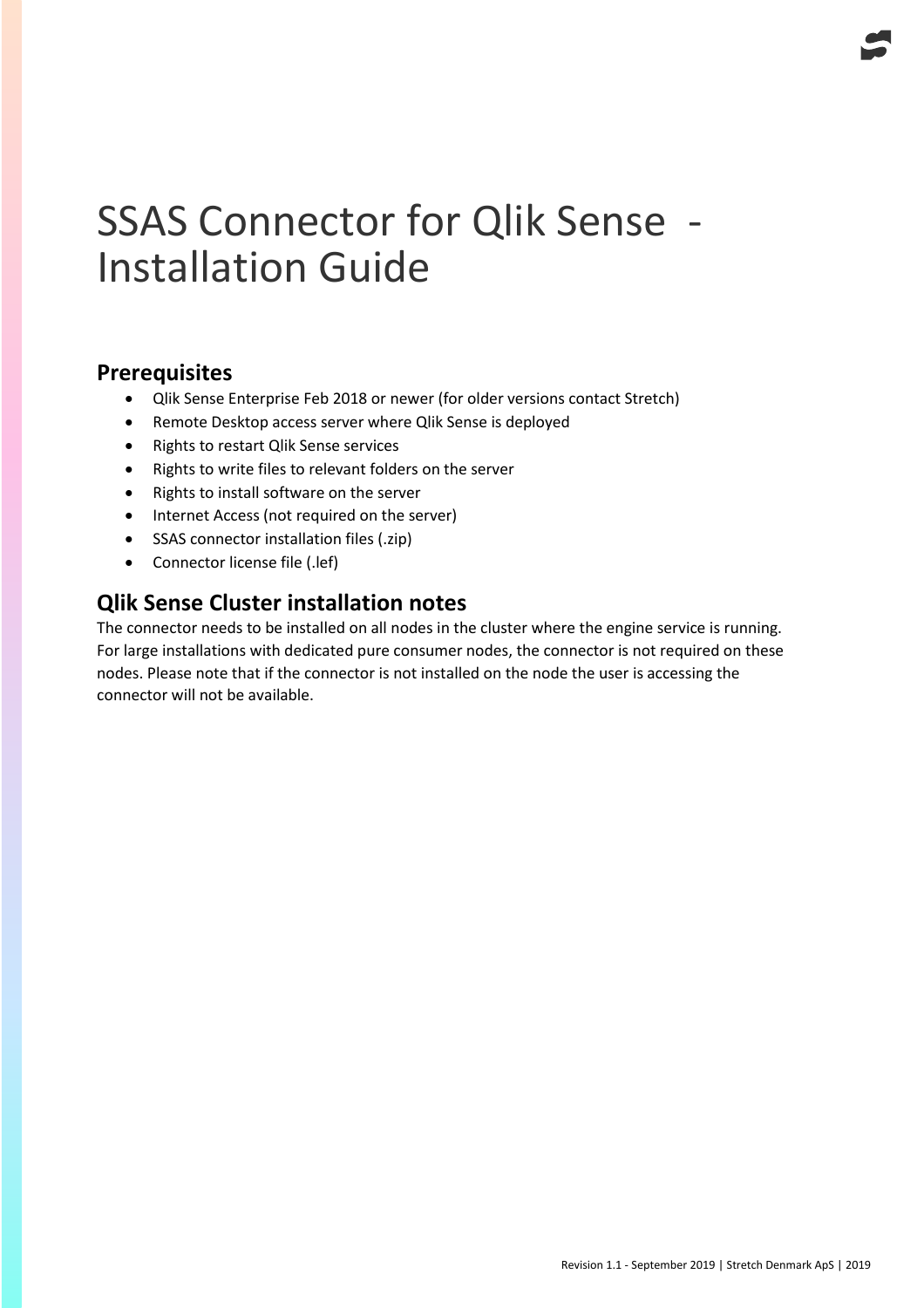# SSAS Connector for Qlik Sense - Installation Guide

## Prerequisites

- Qlik Sense Enterprise Feb 2018 or newer (for older versions contact Stretch)
- Remote Desktop access server where Qlik Sense is deployed
- Rights to restart Qlik Sense services
- Rights to write files to relevant folders on the server
- Rights to install software on the server
- Internet Access (not required on the server)
- SSAS connector installation files (.zip)
- Connector license file (.lef)

## Qlik Sense Cluster installation notes

The connector needs to be installed on all nodes in the cluster where the engine service is running. For large installations with dedicated pure consumer nodes, the connector is not required on these nodes. Please note that if the connector is not installed on the node the user is accessing the connector will not be available.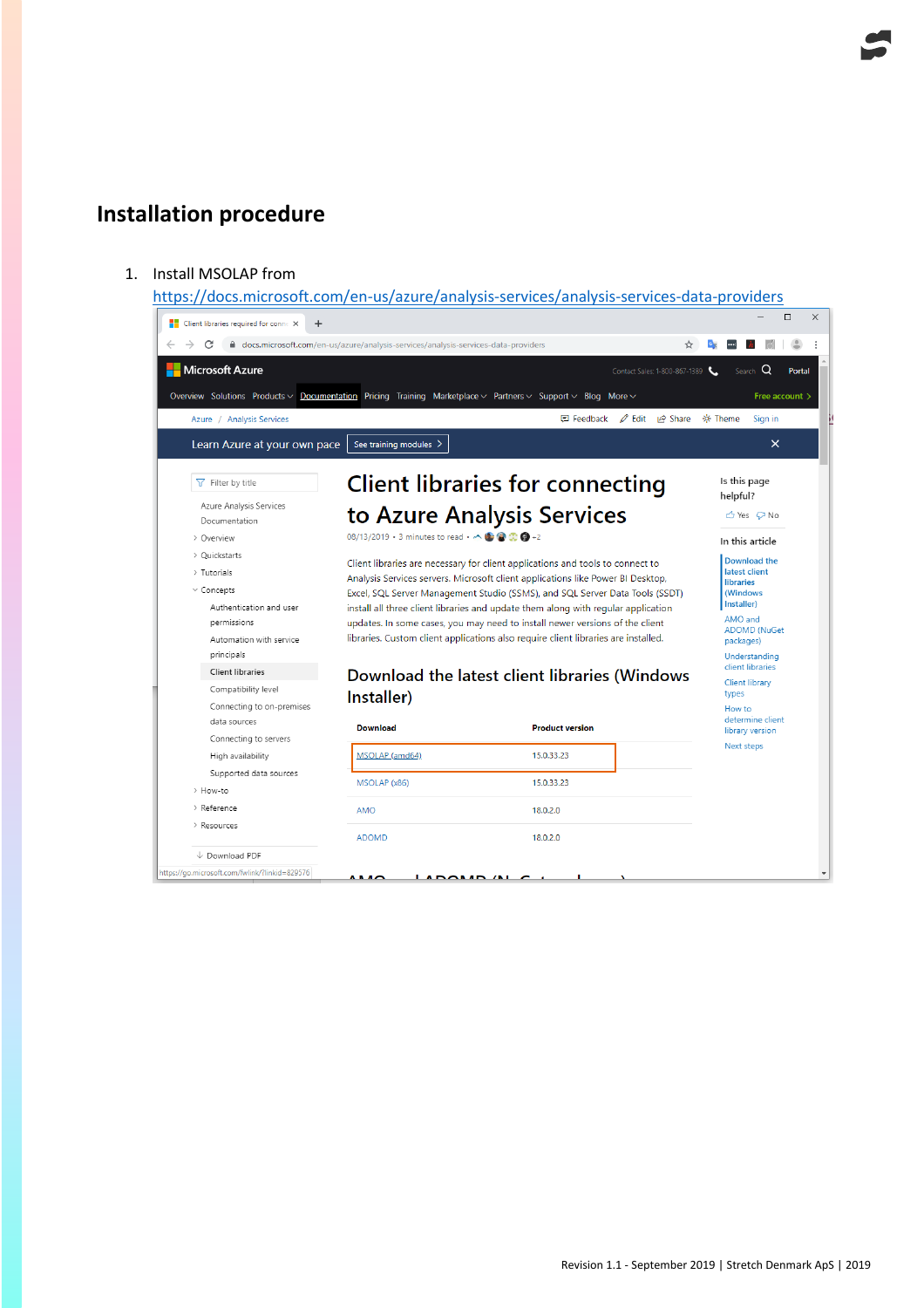## Installation procedure

1. Install MSOLAP from https://docs.microsoft.com/en-us/azure/analysis-services/analysis-services-data-providers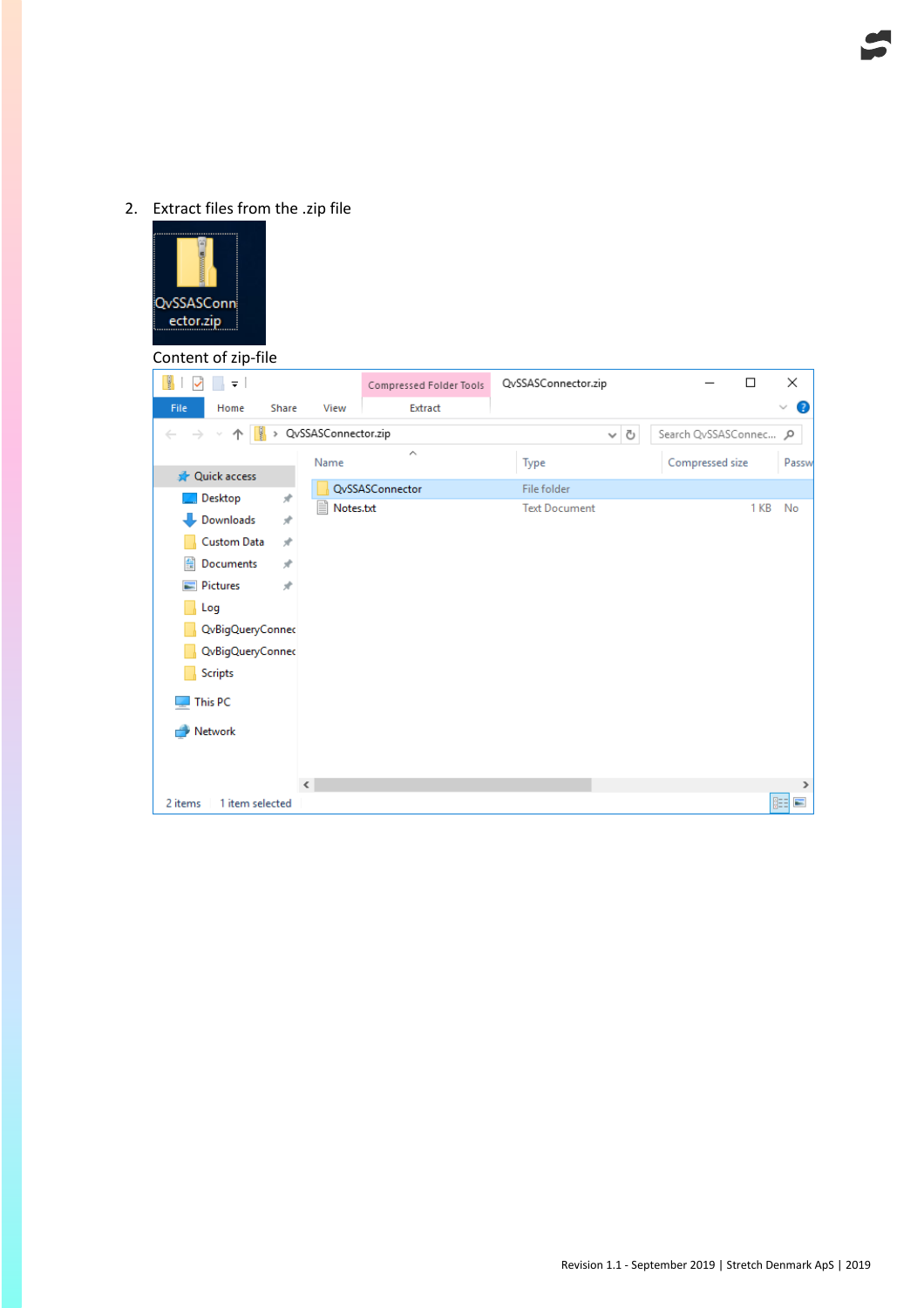2. Extract files from the .zip file

Content of zip-file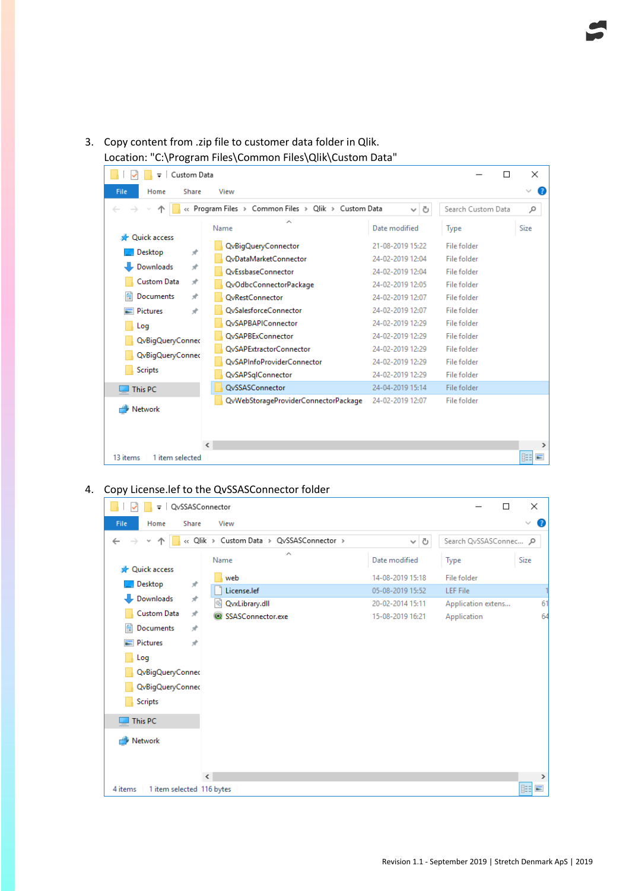3. Copy content from .zip file to customer data folder in Qlik.
   Location: "C:\Program Files\Common Files\Qlik\Custom Data"

4. Copy License.lef to the QvSSASConnector folder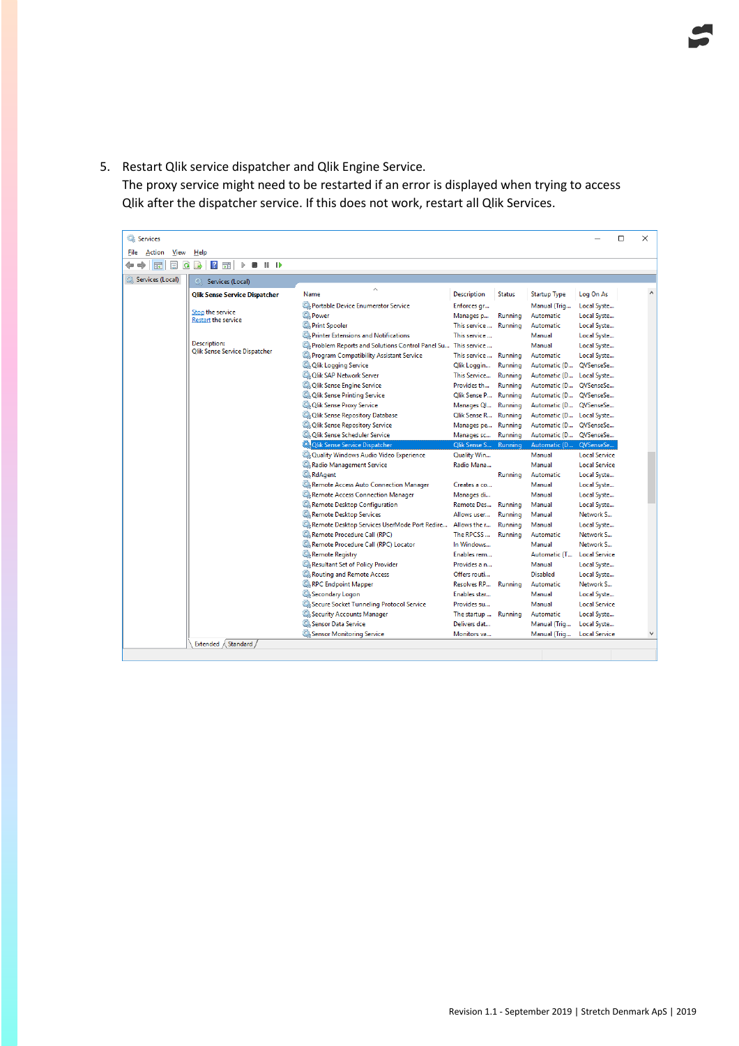5. Restart Qlik service dispatcher and Qlik Engine Service.
   The proxy service might need to be restarted if an error is displayed when trying to access Qlik after the dispatcher service. If this does not work, restart all Qlik Services.